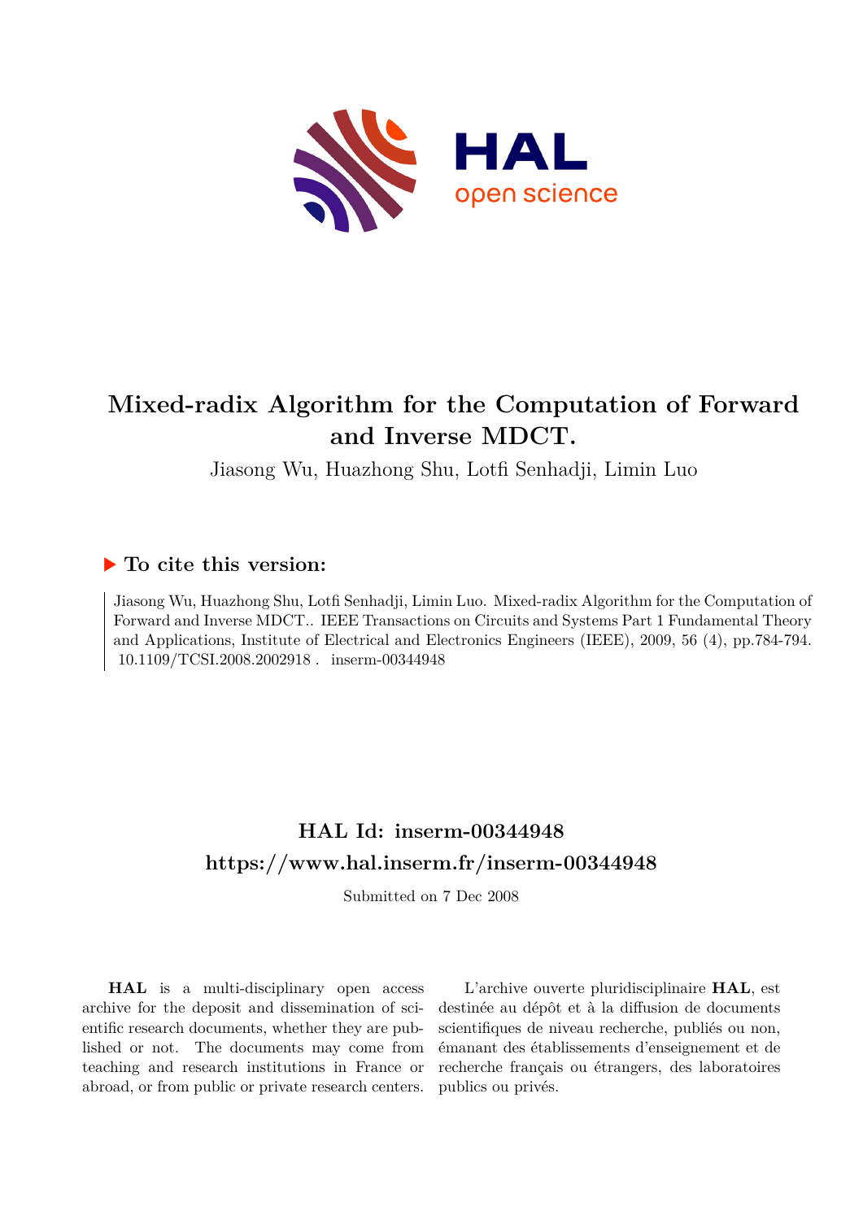# Mixed-radix Algorithm for the Computation of Forward and Inverse MDCT.

Jiasong Wu, Huazhong Shu, Lotfi Senhadji, Limin Luo

## ▶ To cite this version:

Jiasong Wu, Huazhong Shu, Lotfi Senhadji, Limin Luo. Mixed-radix Algorithm for the Computation of Forward and Inverse MDCT.. IEEE Transactions on Circuits and Systems Part 1 Fundamental Theory and Applications, Institute of Electrical and Electronics Engineers (IEEE), 2009, 56 (4), pp.784-794. 10.1109/TCSI.2008.2002918 . inserm-00344948

## HAL Id: inserm-00344948

## https://www.hal.inserm.fr/inserm-00344948

Submitted on 7 Dec 2008

**HAL** is a multi-disciplinary open access archive for the deposit and dissemination of scientific research documents, whether they are published or not. The documents may come from teaching and research institutions in France or abroad, or from public or private research centers.

L'archive ouverte pluridisciplinaire **HAL**, est destinée au dépôt et à la diffusion de documents scientifiques de niveau recherche, publiés ou non, émanant des établissements d'enseignement et de recherche français ou étrangers, des laboratoires publics ou privés.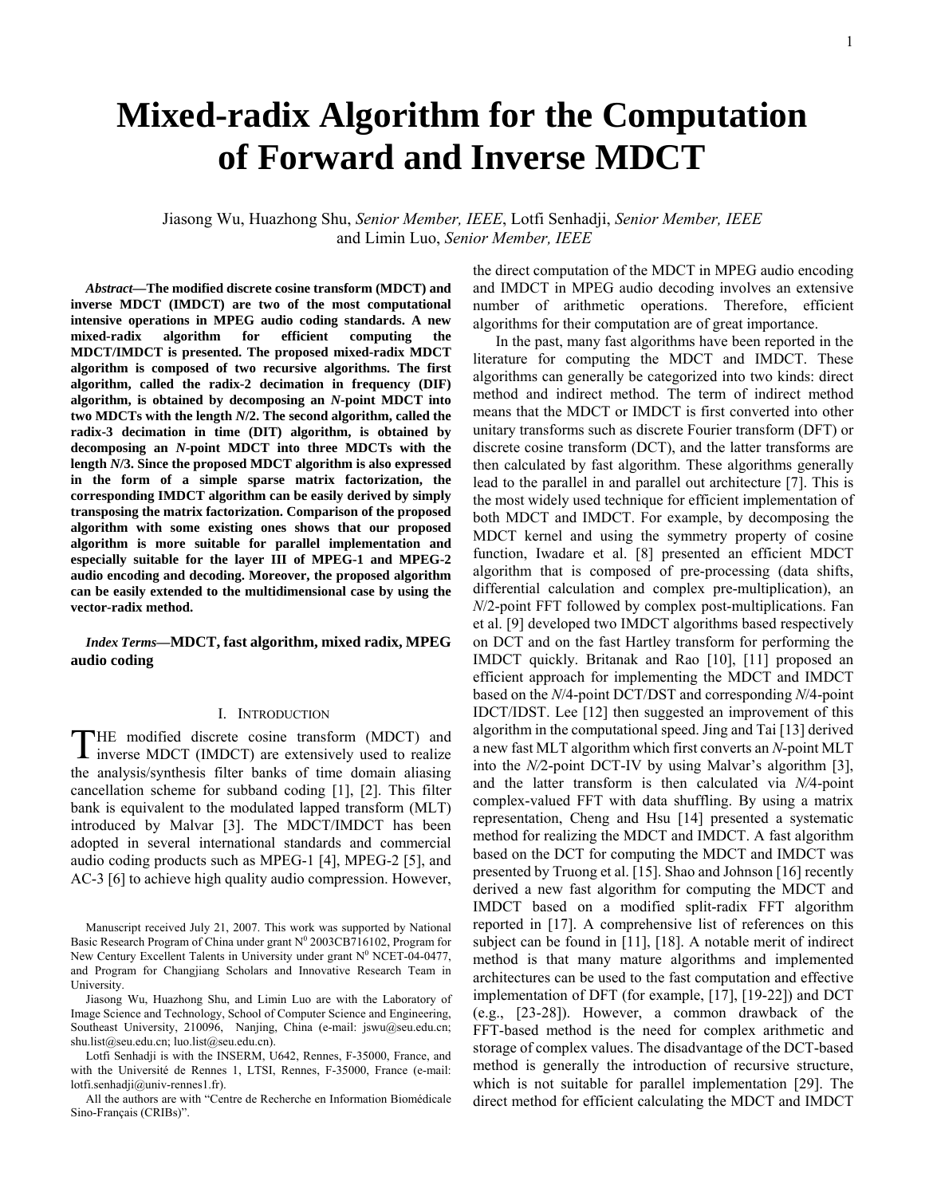# Mixed-radix Algorithm for the Computation of Forward and Inverse MDCT

Jiasong Wu, Huazhong Shu, *Senior Member, IEEE*, Lotfi Senhadji, *Senior Member, IEEE* and Limin Luo, *Senior Member, IEEE*

***Abstract*—The modified discrete cosine transform (MDCT) and inverse MDCT (IMDCT) are two of the most computational intensive operations in MPEG audio coding standards. A new mixed-radix algorithm for efficient computing the MDCT/IMDCT is presented. The proposed mixed-radix MDCT algorithm is composed of two recursive algorithms. The first algorithm, called the radix-2 decimation in frequency (DIF) algorithm, is obtained by decomposing an *N*-point MDCT into two MDCTs with the length *N*/2. The second algorithm, called the radix-3 decimation in time (DIT) algorithm, is obtained by decomposing an *N*-point MDCT into three MDCTs with the length *N*/3. Since the proposed MDCT algorithm is also expressed in the form of a simple sparse matrix factorization, the corresponding IMDCT algorithm can be easily derived by simply transposing the matrix factorization. Comparison of the proposed algorithm with some existing ones shows that our proposed algorithm is more suitable for parallel implementation and especially suitable for the layer III of MPEG-1 and MPEG-2 audio encoding and decoding. Moreover, the proposed algorithm can be easily extended to the multidimensional case by using the vector-radix method.**

***Index Terms*—MDCT, fast algorithm, mixed radix, MPEG audio coding**

## I. Introduction

THE modified discrete cosine transform (MDCT) and inverse MDCT (IMDCT) are extensively used to realize the analysis/synthesis filter banks of time domain aliasing cancellation scheme for subband coding [1], [2]. This filter bank is equivalent to the modulated lapped transform (MLT) introduced by Malvar [3]. The MDCT/IMDCT has been adopted in several international standards and commercial audio coding products such as MPEG-1 [4], MPEG-2 [5], and AC-3 [6] to achieve high quality audio compression. However, the direct computation of the MDCT in MPEG audio encoding and IMDCT in MPEG audio decoding involves an extensive number of arithmetic operations. Therefore, efficient algorithms for their computation are of great importance.

In the past, many fast algorithms have been reported in the literature for computing the MDCT and IMDCT. These algorithms can generally be categorized into two kinds: direct method and indirect method. The term of indirect method means that the MDCT or IMDCT is first converted into other unitary transforms such as discrete Fourier transform (DFT) or discrete cosine transform (DCT), and the latter transforms are then calculated by fast algorithm. These algorithms generally lead to the parallel in and parallel out architecture [7]. This is the most widely used technique for efficient implementation of both MDCT and IMDCT. For example, by decomposing the MDCT kernel and using the symmetry property of cosine function, Iwadare et al. [8] presented an efficient MDCT algorithm that is composed of pre-processing (data shifts, differential calculation and complex pre-multiplication), an *N*/2-point FFT followed by complex post-multiplications. Fan et al. [9] developed two IMDCT algorithms based respectively on DCT and on the fast Hartley transform for performing the IMDCT quickly. Britanak and Rao [10], [11] proposed an efficient approach for implementing the MDCT and IMDCT based on the *N*/4-point DCT/DST and corresponding *N*/4-point IDCT/IDST. Lee [12] then suggested an improvement of this algorithm in the computational speed. Jing and Tai [13] derived a new fast MLT algorithm which first converts an *N*-point MLT into the *N/*2-point DCT-IV by using Malvar's algorithm [3], and the latter transform is then calculated via *N*/4-point complex-valued FFT with data shuffling. By using a matrix representation, Cheng and Hsu [14] presented a systematic method for realizing the MDCT and IMDCT. A fast algorithm based on the DCT for computing the MDCT and IMDCT was presented by Truong et al. [15]. Shao and Johnson [16] recently derived a new fast algorithm for computing the MDCT and IMDCT based on a modified split-radix FFT algorithm reported in [17]. A comprehensive list of references on this subject can be found in [11], [18]. A notable merit of indirect method is that many mature algorithms and implemented architectures can be used to the fast computation and effective implementation of DFT (for example, [17], [19-22]) and DCT (e.g., [23-28]). However, a common drawback of the FFT-based method is the need for complex arithmetic and storage of complex values. The disadvantage of the DCT-based method is generally the introduction of recursive structure, which is not suitable for parallel implementation [29]. The direct method for efficient calculating the MDCT and IMDCT

Manuscript received July 21, 2007. This work was supported by National Basic Research Program of China under grant N[0] 2003CB716102, Program for New Century Excellent Talents in University under grant N[0] NCET-04-0477, and Program for Changjiang Scholars and Innovative Research Team in University.

Jiasong Wu, Huazhong Shu, and Limin Luo are with the Laboratory of Image Science and Technology, School of Computer Science and Engineering, Southeast University, 210096, Nanjing, China (e-mail: jswu@seu.edu.cn; shu.list@seu.edu.cn; luo.list@seu.edu.cn).

Lotfi Senhadji is with the INSERM, U642, Rennes, F-35000, France, and with the Université de Rennes 1, LTSI, Rennes, F-35000, France (e-mail: lotfi.senhadji@univ-rennes1.fr).

All the authors are with "Centre de Recherche en Information Biomédicale Sino-Français (CRIBs)".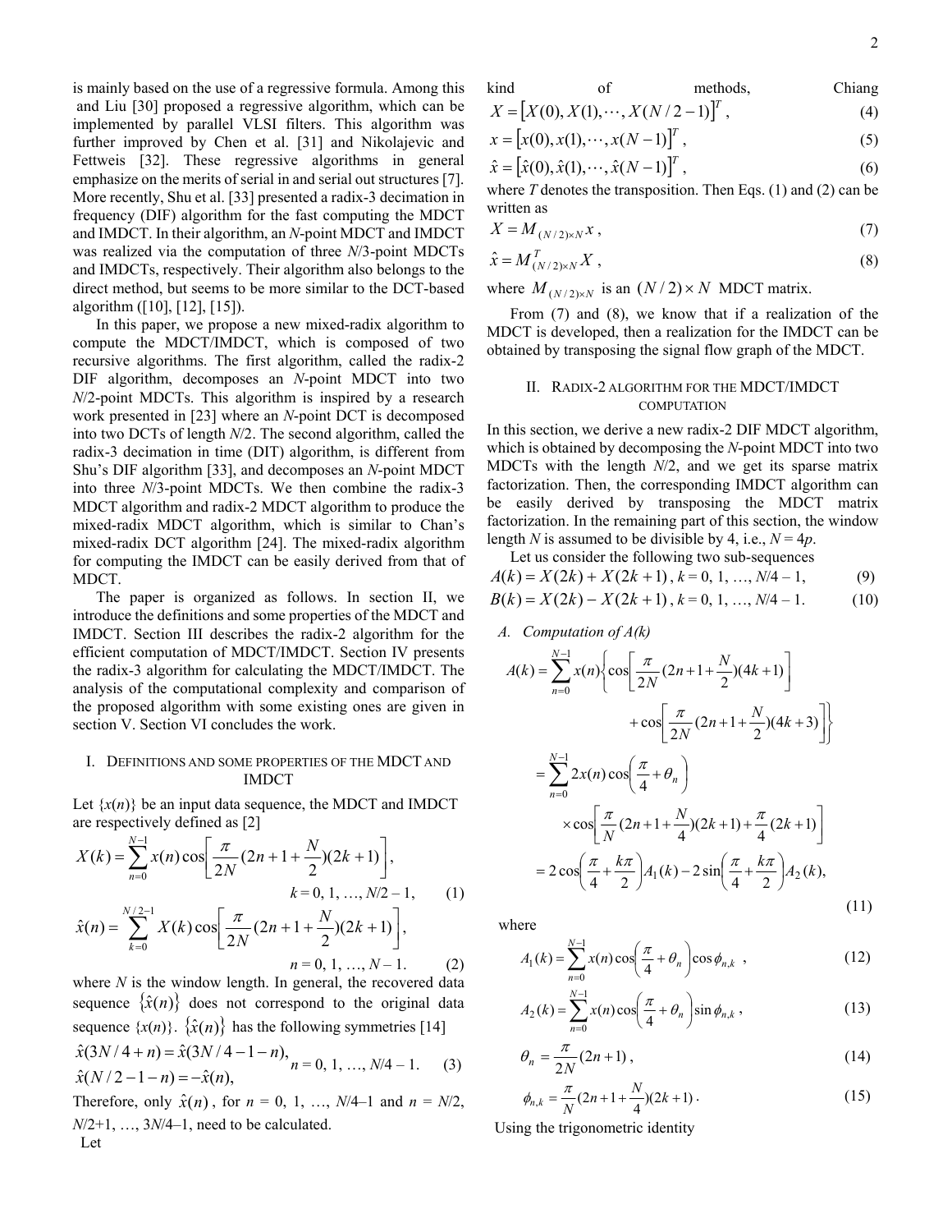is mainly based on the use of a regressive formula. Among this kind of methods, Chiang and Liu [30] proposed a regressive algorithm, which can be implemented by parallel VLSI filters. This algorithm was further improved by Chen et al. [31] and Nikolajevic and Fettweis [32]. These regressive algorithms in general emphasize on the merits of serial in and serial out structures [7]. More recently, Shu et al. [33] presented a radix-3 decimation in frequency (DIF) algorithm for the fast computing the MDCT and IMDCT. In their algorithm, an $N$-point MDCT and IMDCT was realized via the computation of three $N$/3-point MDCTs and IMDCTs, respectively. Their algorithm also belongs to the direct method, but seems to be more similar to the DCT-based algorithm ([10], [12], [15]).

In this paper, we propose a new mixed-radix algorithm to compute the MDCT/IMDCT, which is composed of two recursive algorithms. The first algorithm, called the radix-2 DIF algorithm, decomposes an $N$-point MDCT into two $N$/2-point MDCTs. This algorithm is inspired by a research work presented in [23] where an $N$-point DCT is decomposed into two DCTs of length $N$/2. The second algorithm, called the radix-3 decimation in time (DIT) algorithm, is different from Shu's DIF algorithm [33], and decomposes an $N$-point MDCT into three $N$/3-point MDCTs. We then combine the radix-3 MDCT algorithm and radix-2 MDCT algorithm to produce the mixed-radix MDCT algorithm, which is similar to Chan's mixed-radix DCT algorithm [24]. The mixed-radix algorithm for computing the IMDCT can be easily derived from that of MDCT.

The paper is organized as follows. In section II, we introduce the definitions and some properties of the MDCT and IMDCT. Section III describes the radix-2 algorithm for the efficient computation of MDCT/IMDCT. Section IV presents the radix-3 algorithm for calculating the MDCT/IMDCT. The analysis of the computational complexity and comparison of the proposed algorithm with some existing ones are given in section V. Section VI concludes the work.

## I. Definitions and some properties of the MDCT and IMDCT

Let $\{x(n)\}$ be an input data sequence, the MDCT and IMDCT are respectively defined as [2]

$$X(k) = \sum_{n=0}^{N-1} x(n) \cos\left[\frac{\pi}{2N}(2n+1+\frac{N}{2})(2k+1)\right], \quad k = 0, 1, \ldots, N/2-1, \tag{1}$$

$$\hat{x}(n) = \sum_{k=0}^{N/2-1} X(k) \cos\left[\frac{\pi}{2N}(2n+1+\frac{N}{2})(2k+1)\right], \quad n = 0, 1, \ldots, N-1. \tag{2}$$

where $N$ is the window length. In general, the recovered data sequence $\{\hat{x}(n)\}$ does not correspond to the original data sequence $\{x(n)\}$. $\{\hat{x}(n)\}$ has the following symmetries [14]

$$\begin{aligned} &\hat{x}(3N/4+n) = \hat{x}(3N/4-1-n), \\ &\hat{x}(N/2-1-n) = -\hat{x}(n), \end{aligned} \quad n = 0, 1, \ldots, N/4-1. \tag{3}$$

Therefore, only $\hat{x}(n)$, for $n$ = 0, 1, …, $N$/4–1 and $n$ = $N$/2, $N$/2+1, …, 3$N$/4–1, need to be calculated.

Let

$$X = [X(0), X(1), \cdots, X(N/2-1)]^T, \tag{4}$$

$$x = [x(0), x(1), \cdots, x(N-1)]^T, \tag{5}$$

$$\hat{x} = [\hat{x}(0), \hat{x}(1), \cdots, \hat{x}(N-1)]^T, \tag{6}$$

where $T$ denotes the transposition. Then Eqs. (1) and (2) can be written as

$$X = M_{(N/2)\times N}\, x, \tag{7}$$

$$\hat{x} = M^T_{(N/2)\times N}\, X, \tag{8}$$

where $M_{(N/2)\times N}$ is an $(N/2)\times N$ MDCT matrix.

From (7) and (8), we know that if a realization of the MDCT is developed, then a realization for the IMDCT can be obtained by transposing the signal flow graph of the MDCT.

## II. Radix-2 algorithm for the MDCT/IMDCT computation

In this section, we derive a new radix-2 DIF MDCT algorithm, which is obtained by decomposing the $N$-point MDCT into two MDCTs with the length $N$/2, and we get its sparse matrix factorization. Then, the corresponding IMDCT algorithm can be easily derived by transposing the MDCT matrix factorization. In the remaining part of this section, the window length $N$ is assumed to be divisible by 4, i.e., $N = 4p$.

Let us consider the following two sub-sequences

$$A(k) = X(2k) + X(2k+1), \quad k = 0, 1, \ldots, N/4-1, \tag{9}$$

$$B(k) = X(2k) - X(2k+1), \quad k = 0, 1, \ldots, N/4-1. \tag{10}$$

### A. Computation of A(k)

$$\begin{aligned} A(k) &= \sum_{n=0}^{N-1} x(n) \left\{ \cos\left[\frac{\pi}{2N}(2n+1+\frac{N}{2})(4k+1)\right] + \cos\left[\frac{\pi}{2N}(2n+1+\frac{N}{2})(4k+3)\right] \right\} \\ &= \sum_{n=0}^{N-1} 2x(n) \cos\left(\frac{\pi}{4}+\theta_n\right) \times \cos\left[\frac{\pi}{N}(2n+1+\frac{N}{4})(2k+1) + \frac{\pi}{4}(2k+1)\right] \\ &= 2\cos\left(\frac{\pi}{4}+\frac{k\pi}{2}\right) A_1(k) - 2\sin\left(\frac{\pi}{4}+\frac{k\pi}{2}\right) A_2(k), \end{aligned} \tag{11}$$

where

$$A_1(k) = \sum_{n=0}^{N-1} x(n) \cos\left(\frac{\pi}{4}+\theta_n\right) \cos\phi_{n,k}, \tag{12}$$

$$A_2(k) = \sum_{n=0}^{N-1} x(n) \cos\left(\frac{\pi}{4}+\theta_n\right) \sin\phi_{n,k}, \tag{13}$$

$$\theta_n = \frac{\pi}{2N}(2n+1), \tag{14}$$

$$\phi_{n,k} = \frac{\pi}{N}(2n+1+\frac{N}{4})(2k+1). \tag{15}$$

Using the trigonometric identity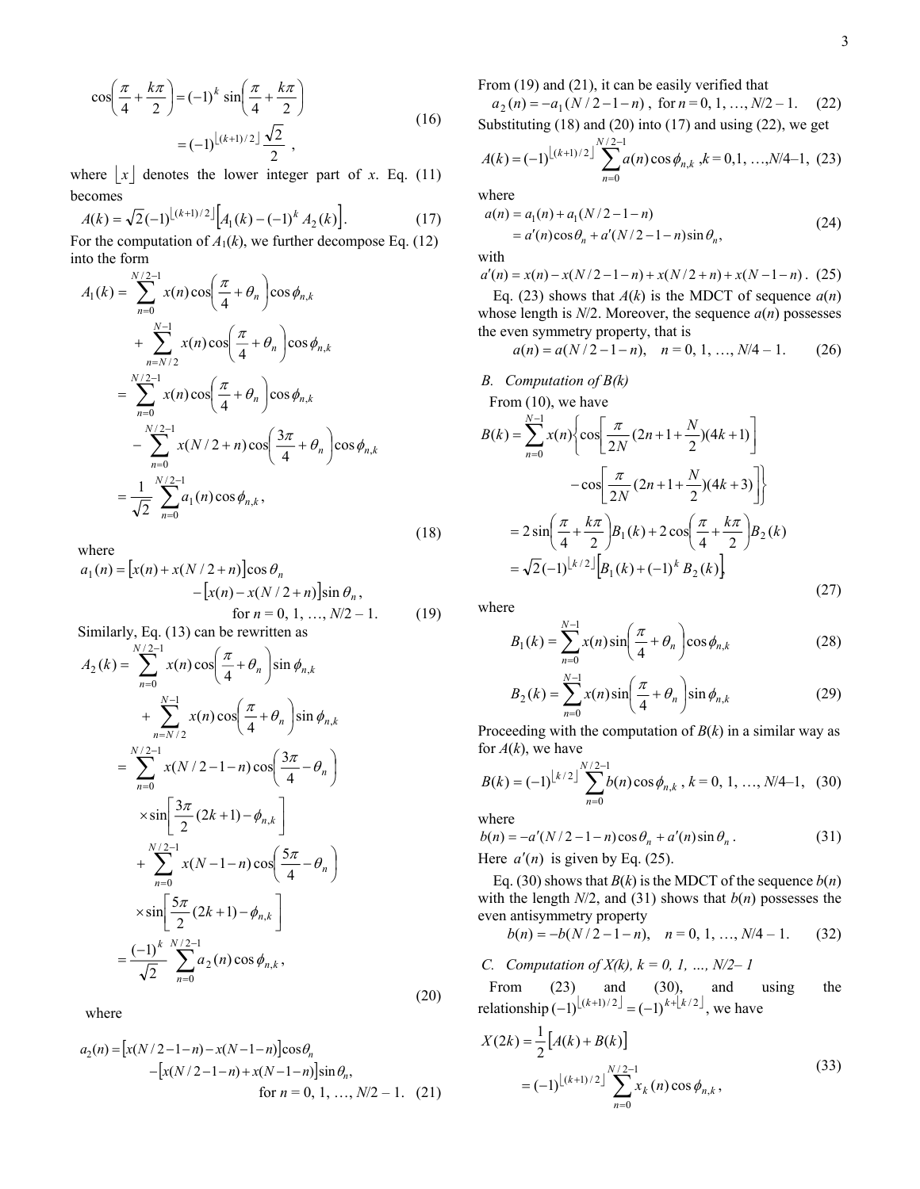$$\cos\left(\frac{\pi}{4}+\frac{k\pi}{2}\right)=(-1)^k\sin\left(\frac{\pi}{4}+\frac{k\pi}{2}\right)$$
$$=(-1)^{\lfloor (k+1)/2\rfloor}\frac{\sqrt{2}}{2}\ , \tag{16}$$

where $\lfloor x\rfloor$ denotes the lower integer part of $x$. Eq. (11) becomes

$$A(k)=\sqrt{2}(-1)^{\lfloor (k+1)/2\rfloor}\left[A_1(k)-(-1)^k A_2(k)\right]. \tag{17}$$

For the computation of $A_1(k)$, we further decompose Eq. (12) into the form

$$\begin{aligned}
A_1(k) &= \sum_{n=0}^{N/2-1} x(n)\cos\left(\frac{\pi}{4}+\theta_n\right)\cos\phi_{n,k} \\
&\quad + \sum_{n=N/2}^{N-1} x(n)\cos\left(\frac{\pi}{4}+\theta_n\right)\cos\phi_{n,k} \\
&= \sum_{n=0}^{N/2-1} x(n)\cos\left(\frac{\pi}{4}+\theta_n\right)\cos\phi_{n,k} \\
&\quad - \sum_{n=0}^{N/2-1} x(N/2+n)\cos\left(\frac{3\pi}{4}+\theta_n\right)\cos\phi_{n,k} \\
&= \frac{1}{\sqrt{2}}\sum_{n=0}^{N/2-1} a_1(n)\cos\phi_{n,k},
\end{aligned} \tag{18}$$

where

$$\begin{aligned}
a_1(n) &= \left[x(n)+x(N/2+n)\right]\cos\theta_n \\
&\quad -\left[x(n)-x(N/2+n)\right]\sin\theta_n, \\
&\qquad \text{for } n=0,1,\ldots,N/2-1.
\end{aligned} \tag{19}$$

Similarly, Eq. (13) can be rewritten as

$$\begin{aligned}
A_2(k) &= \sum_{n=0}^{N/2-1} x(n)\cos\left(\frac{\pi}{4}+\theta_n\right)\sin\phi_{n,k} \\
&\quad + \sum_{n=N/2}^{N-1} x(n)\cos\left(\frac{\pi}{4}+\theta_n\right)\sin\phi_{n,k} \\
&= \sum_{n=0}^{N/2-1} x(N/2-1-n)\cos\left(\frac{3\pi}{4}-\theta_n\right) \\
&\quad \times\sin\left[\frac{3\pi}{2}(2k+1)-\phi_{n,k}\right] \\
&\quad + \sum_{n=0}^{N/2-1} x(N-1-n)\cos\left(\frac{5\pi}{4}-\theta_n\right) \\
&\quad \times\sin\left[\frac{5\pi}{2}(2k+1)-\phi_{n,k}\right] \\
&= \frac{(-1)^k}{\sqrt{2}}\sum_{n=0}^{N/2-1} a_2(n)\cos\phi_{n,k},
\end{aligned} \tag{20}$$

where

$$\begin{aligned}
a_2(n) &= \left[x(N/2-1-n)-x(N-1-n)\right]\cos\theta_n \\
&\quad -\left[x(N/2-1-n)+x(N-1-n)\right]\sin\theta_n, \\
&\qquad \text{for } n=0,1,\ldots,N/2-1.
\end{aligned} \tag{21}$$

From (19) and (21), it can be easily verified that

$$a_2(n)=-a_1(N/2-1-n)\ ,\ \text{for } n=0,1,\ldots,N/2-1. \tag{22}$$

Substituting (18) and (20) into (17) and using (22), we get

$$A(k)=(-1)^{\lfloor (k+1)/2\rfloor}\sum_{n=0}^{N/2-1} a(n)\cos\phi_{n,k}\ ,k=0,1,\ldots,N/4-1, \tag{23}$$

where

$$\begin{aligned}
a(n) &= a_1(n)+a_1(N/2-1-n) \\
&= a'(n)\cos\theta_n + a'(N/2-1-n)\sin\theta_n,
\end{aligned} \tag{24}$$

with

$$a'(n)=x(n)-x(N/2-1-n)+x(N/2+n)+x(N-1-n)\ . \tag{25}$$

Eq. (23) shows that $A(k)$ is the MDCT of sequence $a(n)$ whose length is $N/2$. Moreover, the sequence $a(n)$ possesses the even symmetry property, that is

$$a(n)=a(N/2-1-n),\quad n=0,1,\ldots,N/4-1. \tag{26}$$

### *B. Computation of B(k)*

From (10), we have

$$\begin{aligned}
B(k) &= \sum_{n=0}^{N-1} x(n)\left\{\cos\left[\frac{\pi}{2N}(2n+1+\frac{N}{2})(4k+1)\right]\right. \\
&\quad \left. -\cos\left[\frac{\pi}{2N}(2n+1+\frac{N}{2})(4k+3)\right]\right\} \\
&= 2\sin\left(\frac{\pi}{4}+\frac{k\pi}{2}\right)B_1(k)+2\cos\left(\frac{\pi}{4}+\frac{k\pi}{2}\right)B_2(k) \\
&= \sqrt{2}(-1)^{\lfloor k/2\rfloor}\left[B_1(k)+(-1)^k B_2(k)\right],
\end{aligned} \tag{27}$$

where

$$B_1(k)=\sum_{n=0}^{N-1} x(n)\sin\left(\frac{\pi}{4}+\theta_n\right)\cos\phi_{n,k} \tag{28}$$

$$B_2(k)=\sum_{n=0}^{N-1} x(n)\sin\left(\frac{\pi}{4}+\theta_n\right)\sin\phi_{n,k} \tag{29}$$

Proceeding with the computation of $B(k)$ in a similar way as for $A(k)$, we have

$$B(k)=(-1)^{\lfloor k/2\rfloor}\sum_{n=0}^{N/2-1} b(n)\cos\phi_{n,k}\ ,\ k=0,1,\ldots,N/4-1, \tag{30}$$

where

$$b(n)=-a'(N/2-1-n)\cos\theta_n + a'(n)\sin\theta_n\ . \tag{31}$$

Here $a'(n)$ is given by Eq. (25).

Eq. (30) shows that $B(k)$ is the MDCT of the sequence $b(n)$ with the length $N/2$, and (31) shows that $b(n)$ possesses the even antisymmetry property

$$b(n)=-b(N/2-1-n),\quad n=0,1,\ldots,N/4-1. \tag{32}$$

### *C. Computation of X(k), k = 0, 1, …, N/2– 1*

From (23) and (30), and using the relationship $(-1)^{\lfloor (k+1)/2\rfloor}=(-1)^{k+\lfloor k/2\rfloor}$, we have

$$\begin{aligned}
X(2k) &= \frac{1}{2}\left[A(k)+B(k)\right] \\
&= (-1)^{\lfloor (k+1)/2\rfloor}\sum_{n=0}^{N/2-1} x_k(n)\cos\phi_{n,k},
\end{aligned} \tag{33}$$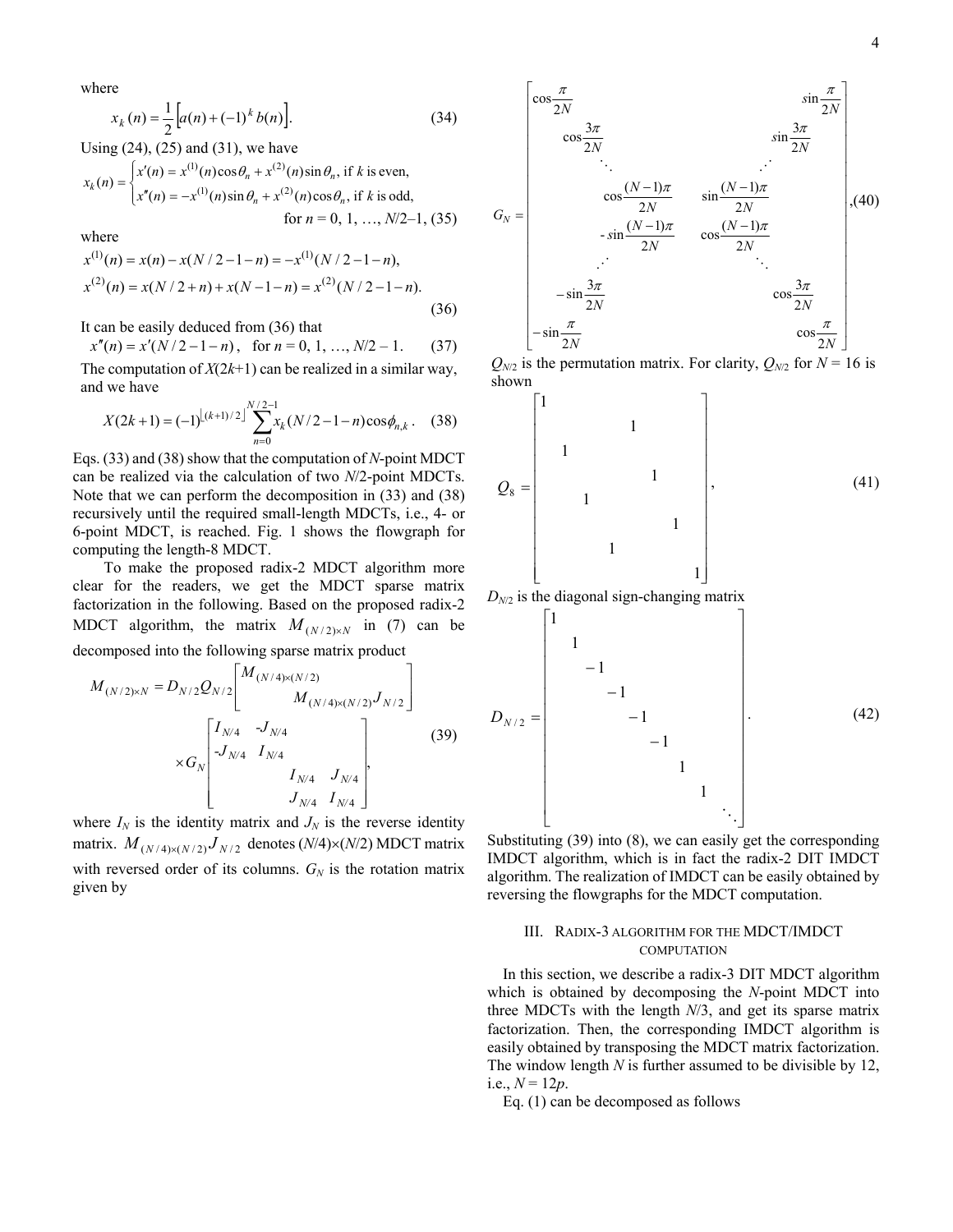where

$$x_k(n) = \frac{1}{2}\left[a(n) + (-1)^k b(n)\right]. \tag{34}$$

Using (24), (25) and (31), we have

$$x_k(n) = \begin{cases} x'(n) = x^{(1)}(n)\cos\theta_n + x^{(2)}(n)\sin\theta_n, \text{ if } k \text{ is even,} \\ x''(n) = -x^{(1)}(n)\sin\theta_n + x^{(2)}(n)\cos\theta_n, \text{ if } k \text{ is odd,} \end{cases}$$

$$\text{for } n = 0, 1, \ldots, N/2-1, \tag{35}$$

where

$$x^{(1)}(n) = x(n) - x(N/2-1-n) = -x^{(1)}(N/2-1-n),$$

$$x^{(2)}(n) = x(N/2+n) + x(N-1-n) = x^{(2)}(N/2-1-n). \tag{36}$$

It can be easily deduced from (36) that

$$x''(n) = x'(N/2-1-n), \quad \text{for } n = 0, 1, \ldots, N/2-1. \tag{37}$$

The computation of $X(2k+1)$ can be realized in a similar way, and we have

$$X(2k+1) = (-1)^{\lfloor (k+1)/2 \rfloor} \sum_{n=0}^{N/2-1} x_k(N/2-1-n)\cos\phi_{n,k}. \tag{38}$$

Eqs. (33) and (38) show that the computation of $N$-point MDCT can be realized via the calculation of two $N/2$-point MDCTs. Note that we can perform the decomposition in (33) and (38) recursively until the required small-length MDCTs, i.e., 4- or 6-point MDCT, is reached. Fig. 1 shows the flowgraph for computing the length-8 MDCT.

To make the proposed radix-2 MDCT algorithm more clear for the readers, we get the MDCT sparse matrix factorization in the following. Based on the proposed radix-2 MDCT algorithm, the matrix $M_{(N/2)\times N}$ in (7) can be decomposed into the following sparse matrix product

$$M_{(N/2)\times N} = D_{N/2} Q_{N/2} \begin{bmatrix} M_{(N/4)\times(N/2)} & \\ & M_{(N/4)\times(N/2)} J_{N/2} \end{bmatrix} \times G_N \begin{bmatrix} I_{N/4} & -J_{N/4} & & \\ -J_{N/4} & I_{N/4} & & \\ & & I_{N/4} & J_{N/4} \\ & & J_{N/4} & I_{N/4} \end{bmatrix}, \tag{39}$$

where $I_N$ is the identity matrix and $J_N$ is the reverse identity matrix. $M_{(N/4)\times(N/2)} J_{N/2}$ denotes $(N/4)\times(N/2)$ MDCT matrix with reversed order of its columns. $G_N$ is the rotation matrix given by

$$G_N = \begin{bmatrix} \cos\frac{\pi}{2N} & & & & & & & \sin\frac{\pi}{2N} \\ & \cos\frac{3\pi}{2N} & & & & & \sin\frac{3\pi}{2N} & \\ & & \ddots & & & \iddots & & \\ & & & \cos\frac{(N-1)\pi}{2N} & \sin\frac{(N-1)\pi}{2N} & & & \\ & & & -\sin\frac{(N-1)\pi}{2N} & \cos\frac{(N-1)\pi}{2N} & & & \\ & & \iddots & & & \ddots & & \\ & -\sin\frac{3\pi}{2N} & & & & & \cos\frac{3\pi}{2N} & \\ -\sin\frac{\pi}{2N} & & & & & & & \cos\frac{\pi}{2N} \end{bmatrix}, \tag{40}$$

$Q_{N/2}$ is the permutation matrix. For clarity, $Q_{N/2}$ for $N = 16$ is shown

$$Q_8 = \begin{bmatrix} 1 & & & & & & & \\ & & & & 1 & & & \\ & 1 & & & & & & \\ & & & & & 1 & & \\ & & 1 & & & & & \\ & & & & & & 1 & \\ & & & 1 & & & & \\ & & & & & & & 1 \end{bmatrix}, \tag{41}$$

$D_{N/2}$ is the diagonal sign-changing matrix

$$D_{N/2} = \begin{bmatrix} 1 & & & & & & & & \\ & 1 & & & & & & & \\ & & -1 & & & & & & \\ & & & -1 & & & & & \\ & & & & -1 & & & & \\ & & & & & -1 & & & \\ & & & & & & 1 & & \\ & & & & & & & 1 & \\ & & & & & & & & \ddots \end{bmatrix}. \tag{42}$$

Substituting (39) into (8), we can easily get the corresponding IMDCT algorithm, which is in fact the radix-2 DIT IMDCT algorithm. The realization of IMDCT can be easily obtained by reversing the flowgraphs for the MDCT computation.

## III. Radix-3 Algorithm for the MDCT/IMDCT Computation

In this section, we describe a radix-3 DIT MDCT algorithm which is obtained by decomposing the $N$-point MDCT into three MDCTs with the length $N/3$, and get its sparse matrix factorization. Then, the corresponding IMDCT algorithm is easily obtained by transposing the MDCT matrix factorization. The window length $N$ is further assumed to be divisible by 12, i.e., $N = 12p$.

Eq. (1) can be decomposed as follows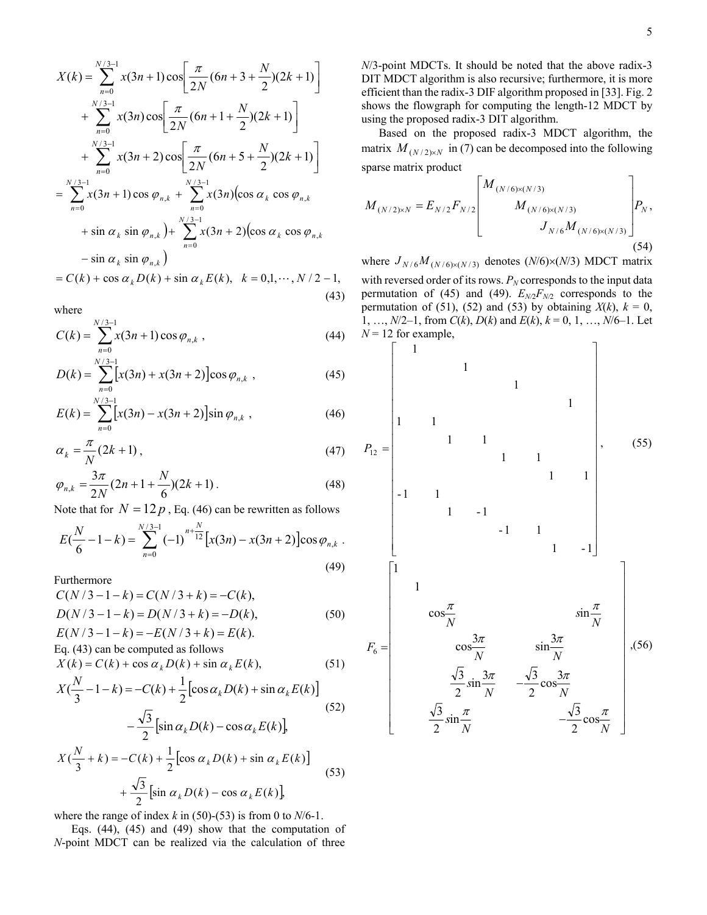$$
\begin{aligned}
X(k) &= \sum_{n=0}^{N/3-1} x(3n+1)\cos\left[\frac{\pi}{2N}(6n+3+\frac{N}{2})(2k+1)\right] \\
&+ \sum_{n=0}^{N/3-1} x(3n)\cos\left[\frac{\pi}{2N}(6n+1+\frac{N}{2})(2k+1)\right] \\
&+ \sum_{n=0}^{N/3-1} x(3n+2)\cos\left[\frac{\pi}{2N}(6n+5+\frac{N}{2})(2k+1)\right] \\
&= \sum_{n=0}^{N/3-1} x(3n+1)\cos\varphi_{n,k} + \sum_{n=0}^{N/3-1} x(3n)\left(\cos\alpha_k \cos\varphi_{n,k} \right. \\
&\left. + \sin\alpha_k \sin\varphi_{n,k}\right) + \sum_{n=0}^{N/3-1} x(3n+2)\left(\cos\alpha_k \cos\varphi_{n,k} \right. \\
&\left. - \sin\alpha_k \sin\varphi_{n,k}\right) \\
&= C(k) + \cos\alpha_k D(k) + \sin\alpha_k E(k), \quad k = 0,1,\cdots,N/2-1,
\end{aligned}
\tag{43}
$$

where

$$
C(k) = \sum_{n=0}^{N/3-1} x(3n+1)\cos\varphi_{n,k}, \tag{44}
$$

$$
D(k) = \sum_{n=0}^{N/3-1} \left[x(3n) + x(3n+2)\right]\cos\varphi_{n,k}, \tag{45}
$$

$$
E(k) = \sum_{n=0}^{N/3-1} \left[x(3n) - x(3n+2)\right]\sin\varphi_{n,k}, \tag{46}
$$

$$
\alpha_k = \frac{\pi}{N}(2k+1), \tag{47}
$$

$$
\varphi_{n,k} = \frac{3\pi}{2N}(2n+1+\frac{N}{6})(2k+1). \tag{48}
$$

Note that for $N = 12p$, Eq. (46) can be rewritten as follows

$$
E(\frac{N}{6}-1-k) = \sum_{n=0}^{N/3-1} (-1)^{n+\frac{N}{12}} \left[x(3n) - x(3n+2)\right]\cos\varphi_{n,k}. \tag{49}
$$

Furthermore

$$
\begin{aligned}
C(N/3-1-k) &= C(N/3+k) = -C(k), \\
D(N/3-1-k) &= D(N/3+k) = -D(k), \\
E(N/3-1-k) &= -E(N/3+k) = E(k).
\end{aligned}
\tag{50}
$$

Eq. (43) can be computed as follows

$$
X(k) = C(k) + \cos\alpha_k D(k) + \sin\alpha_k E(k), \tag{51}
$$

$$
\begin{aligned}
X(\frac{N}{3}-1-k) &= -C(k) + \frac{1}{2}\left[\cos\alpha_k D(k) + \sin\alpha_k E(k)\right] \\
&- \frac{\sqrt{3}}{2}\left[\sin\alpha_k D(k) - \cos\alpha_k E(k)\right],
\end{aligned}
\tag{52}
$$

$$
\begin{aligned}
X(\frac{N}{3}+k) &= -C(k) + \frac{1}{2}\left[\cos\alpha_k D(k) + \sin\alpha_k E(k)\right] \\
&+ \frac{\sqrt{3}}{2}\left[\sin\alpha_k D(k) - \cos\alpha_k E(k)\right],
\end{aligned}
\tag{53}
$$

where the range of index $k$ in (50)-(53) is from 0 to $N$/6-1.

Eqs. (44), (45) and (49) show that the computation of $N$-point MDCT can be realized via the calculation of three $N$/3-point MDCTs. It should be noted that the above radix-3 DIT MDCT algorithm is also recursive; furthermore, it is more efficient than the radix-3 DIF algorithm proposed in [33]. Fig. 2 shows the flowgraph for computing the length-12 MDCT by using the proposed radix-3 DIT algorithm.

Based on the proposed radix-3 MDCT algorithm, the matrix $M_{(N/2)\times N}$ in (7) can be decomposed into the following sparse matrix product

$$
M_{(N/2)\times N} = E_{N/2} F_{N/2} \begin{bmatrix} M_{(N/6)\times(N/3)} & & \\ & M_{(N/6)\times(N/3)} & \\ & & J_{N/6} M_{(N/6)\times(N/3)} \end{bmatrix} P_N, \tag{54}
$$

where $J_{N/6} M_{(N/6)\times(N/3)}$ denotes $(N/6)\times(N/3)$ MDCT matrix with reversed order of its rows. $P_N$ corresponds to the input data permutation of (45) and (49). $E_{N/2}F_{N/2}$ corresponds to the permutation of (51), (52) and (53) by obtaining $X(k)$, $k$ = 0, 1, …, $N$/2–1, from $C(k)$, $D(k)$ and $E(k)$, $k$ = 0, 1, …, $N$/6–1. Let $N$ = 12 for example,

$$
P_{12} = \begin{bmatrix}
 & 1 & & & & & & & & & & \\
 & & & & 1 & & & & & & & \\
 & & & & & & & 1 & & & & \\
 & & & & & & & & & & 1 & \\
1 & & 1 & & & & & & & & & \\
 & & & 1 & & 1 & & & & & & \\
 & & & & & & 1 & & 1 & & & \\
 & & & & & & & & & 1 & & 1 \\
-1 & & 1 & & & & & & & & & \\
 & & & 1 & & -1 & & & & & & \\
 & & & & & & -1 & & 1 & & & \\
 & & & & & & & & & 1 & & -1
\end{bmatrix}, \tag{55}
$$

$$
F_6 = \begin{bmatrix}
1 & & & & & \\
 & 1 & & & & \\
 & & \cos\frac{\pi}{N} & & & \sin\frac{\pi}{N} \\
 & & & \cos\frac{3\pi}{N} & \sin\frac{3\pi}{N} & \\
 & & & \frac{\sqrt{3}}{2}\sin\frac{3\pi}{N} & -\frac{\sqrt{3}}{2}\cos\frac{3\pi}{N} & \\
 & & \frac{\sqrt{3}}{2}\sin\frac{\pi}{N} & & & -\frac{\sqrt{3}}{2}\cos\frac{\pi}{N}
\end{bmatrix}, \tag{56}
$$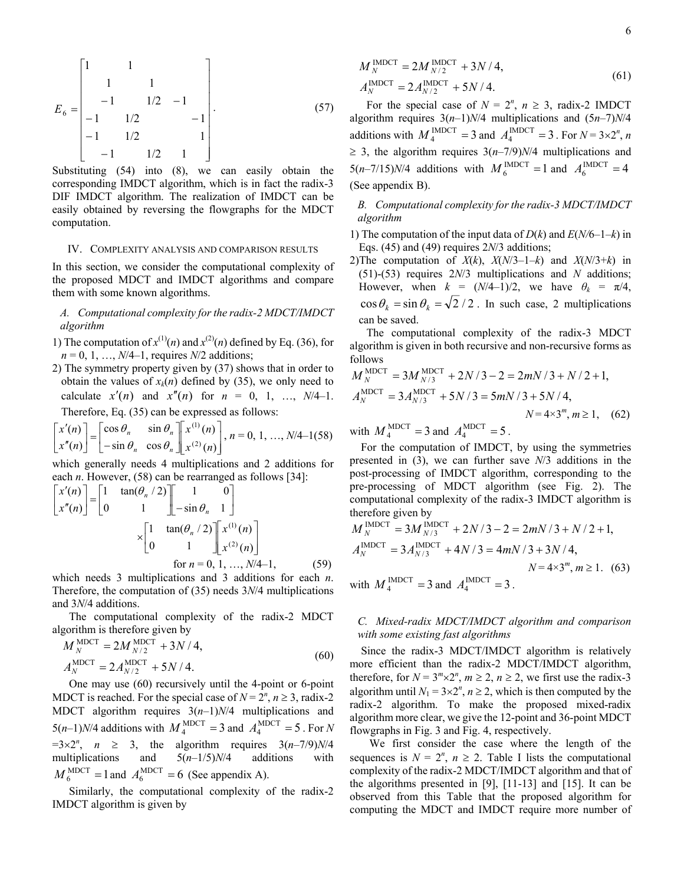$$
E_6 = \begin{bmatrix} 1 & & 1 & & & \\ & 1 & & 1 & & \\ & -1 & & 1/2 & -1 & \\ -1 & & 1/2 & & & -1 \\ -1 & & 1/2 & & & 1 \\ & -1 & & 1/2 & 1 & \end{bmatrix}. \quad (57)
$$

Substituting (54) into (8), we can easily obtain the corresponding IMDCT algorithm, which is in fact the radix-3 DIF IMDCT algorithm. The realization of IMDCT can be easily obtained by reversing the flowgraphs for the MDCT computation.

## IV. Complexity analysis and comparison results

In this section, we consider the computational complexity of the proposed MDCT and IMDCT algorithms and compare them with some known algorithms.

### A. Computational complexity for the radix-2 MDCT/IMDCT algorithm

1) The computation of $x^{(1)}(n)$ and $x^{(2)}(n)$ defined by Eq. (36), for $n = 0, 1, \ldots, N/4-1$, requires $N/2$ additions;

2) The symmetry property given by (37) shows that in order to obtain the values of $x_k(n)$ defined by (35), we only need to calculate $x'(n)$ and $x''(n)$ for $n = 0, 1, \ldots, N/4-1$. Therefore, Eq. (35) can be expressed as follows:

$$
\begin{bmatrix} x'(n) \\ x''(n) \end{bmatrix} = \begin{bmatrix} \cos\theta_n & \sin\theta_n \\ -\sin\theta_n & \cos\theta_n \end{bmatrix} \begin{bmatrix} x^{(1)}(n) \\ x^{(2)}(n) \end{bmatrix}, \; n = 0, 1, \ldots, N/4-1 \quad (58)
$$

which generally needs 4 multiplications and 2 additions for each $n$. However, (58) can be rearranged as follows [34]:

$$
\begin{bmatrix} x'(n) \\ x''(n) \end{bmatrix} = \begin{bmatrix} 1 & \tan(\theta_n/2) \\ 0 & 1 \end{bmatrix} \begin{bmatrix} 1 & 0 \\ -\sin\theta_n & 1 \end{bmatrix} \times \begin{bmatrix} 1 & \tan(\theta_n/2) \\ 0 & 1 \end{bmatrix} \begin{bmatrix} x^{(1)}(n) \\ x^{(2)}(n) \end{bmatrix}
$$

$$
\text{for } n = 0, 1, \ldots, N/4-1, \quad (59)
$$

which needs 3 multiplications and 3 additions for each $n$. Therefore, the computation of (35) needs $3N/4$ multiplications and $3N/4$ additions.

The computational complexity of the radix-2 MDCT algorithm is therefore given by

$$
\begin{aligned} M_N^{\text{MDCT}} &= 2M_{N/2}^{\text{MDCT}} + 3N/4, \\ A_N^{\text{MDCT}} &= 2A_{N/2}^{\text{MDCT}} + 5N/4. \end{aligned} \quad (60)
$$

One may use (60) recursively until the 4-point or 6-point MDCT is reached. For the special case of $N = 2^n$, $n \geq 3$, radix-2 MDCT algorithm requires $3(n-1)N/4$ multiplications and $5(n-1)N/4$ additions with $M_4^{\text{MDCT}} = 3$ and $A_4^{\text{MDCT}} = 5$. For $N = 3\times2^n$, $n \geq 3$, the algorithm requires $3(n-7/9)N/4$ multiplications and $5(n-1/5)N/4$ additions with $M_6^{\text{MDCT}} = 1$ and $A_6^{\text{MDCT}} = 6$ (See appendix A).

Similarly, the computational complexity of the radix-2 IMDCT algorithm is given by

$$
\begin{aligned} M_N^{\text{IMDCT}} &= 2M_{N/2}^{\text{IMDCT}} + 3N/4, \\ A_N^{\text{IMDCT}} &= 2A_{N/2}^{\text{IMDCT}} + 5N/4. \end{aligned} \quad (61)
$$

For the special case of $N = 2^n$, $n \geq 3$, radix-2 IMDCT algorithm requires $3(n-1)N/4$ multiplications and $(5n-7)N/4$ additions with $M_4^{\text{IMDCT}} = 3$ and $A_4^{\text{IMDCT}} = 3$. For $N = 3\times2^n$, $n \geq 3$, the algorithm requires $3(n-7/9)N/4$ multiplications and $5(n-7/15)N/4$ additions with $M_6^{\text{IMDCT}} = 1$ and $A_6^{\text{IMDCT}} = 4$ (See appendix B).

### B. Computational complexity for the radix-3 MDCT/IMDCT algorithm

1) The computation of the input data of $D(k)$ and $E(N/6-1-k)$ in Eqs. (45) and (49) requires $2N/3$ additions;

2) The computation of $X(k)$, $X(N/3-1-k)$ and $X(N/3+k)$ in (51)-(53) requires $2N/3$ multiplications and $N$ additions; However, when $k = (N/4-1)/2$, we have $\theta_k = \pi/4$, $\cos\theta_k = \sin\theta_k = \sqrt{2}/2$. In such case, 2 multiplications can be saved.

The computational complexity of the radix-3 MDCT algorithm is given in both recursive and non-recursive forms as follows

$$
\begin{aligned} M_N^{\text{MDCT}} &= 3M_{N/3}^{\text{MDCT}} + 2N/3 - 2 = 2mN/3 + N/2 + 1, \\ A_N^{\text{MDCT}} &= 3A_{N/3}^{\text{MDCT}} + 5N/3 = 5mN/3 + 5N/4, \end{aligned}
$$

$$
N = 4\times3^m, m \geq 1, \quad (62)
$$

with $M_4^{\text{MDCT}} = 3$ and $A_4^{\text{MDCT}} = 5$.

For the computation of IMDCT, by using the symmetries presented in (3), we can further save $N/3$ additions in the post-processing of IMDCT algorithm, corresponding to the pre-processing of MDCT algorithm (see Fig. 2). The computational complexity of the radix-3 IMDCT algorithm is therefore given by

$$
\begin{aligned} M_N^{\text{IMDCT}} &= 3M_{N/3}^{\text{IMDCT}} + 2N/3 - 2 = 2mN/3 + N/2 + 1, \\ A_N^{\text{IMDCT}} &= 3A_{N/3}^{\text{IMDCT}} + 4N/3 = 4mN/3 + 3N/4, \end{aligned}
$$

$$
N = 4\times3^m, m \geq 1. \quad (63)
$$

with $M_4^{\text{IMDCT}} = 3$ and $A_4^{\text{IMDCT}} = 3$.

### C. Mixed-radix MDCT/IMDCT algorithm and comparison with some existing fast algorithms

Since the radix-3 MDCT/IMDCT algorithm is relatively more efficient than the radix-2 MDCT/IMDCT algorithm, therefore, for $N = 3^m\times2^n$, $m \geq 2$, $n \geq 2$, we first use the radix-3 algorithm until $N_1 = 3\times2^n$, $n \geq 2$, which is then computed by the radix-2 algorithm. To make the proposed mixed-radix algorithm more clear, we give the 12-point and 36-point MDCT flowgraphs in Fig. 3 and Fig. 4, respectively.

We first consider the case where the length of the sequences is $N = 2^n$, $n \geq 2$. Table I lists the computational complexity of the radix-2 MDCT/IMDCT algorithm and that of the algorithms presented in [9], [11-13] and [15]. It can be observed from this Table that the proposed algorithm for computing the MDCT and IMDCT require more number of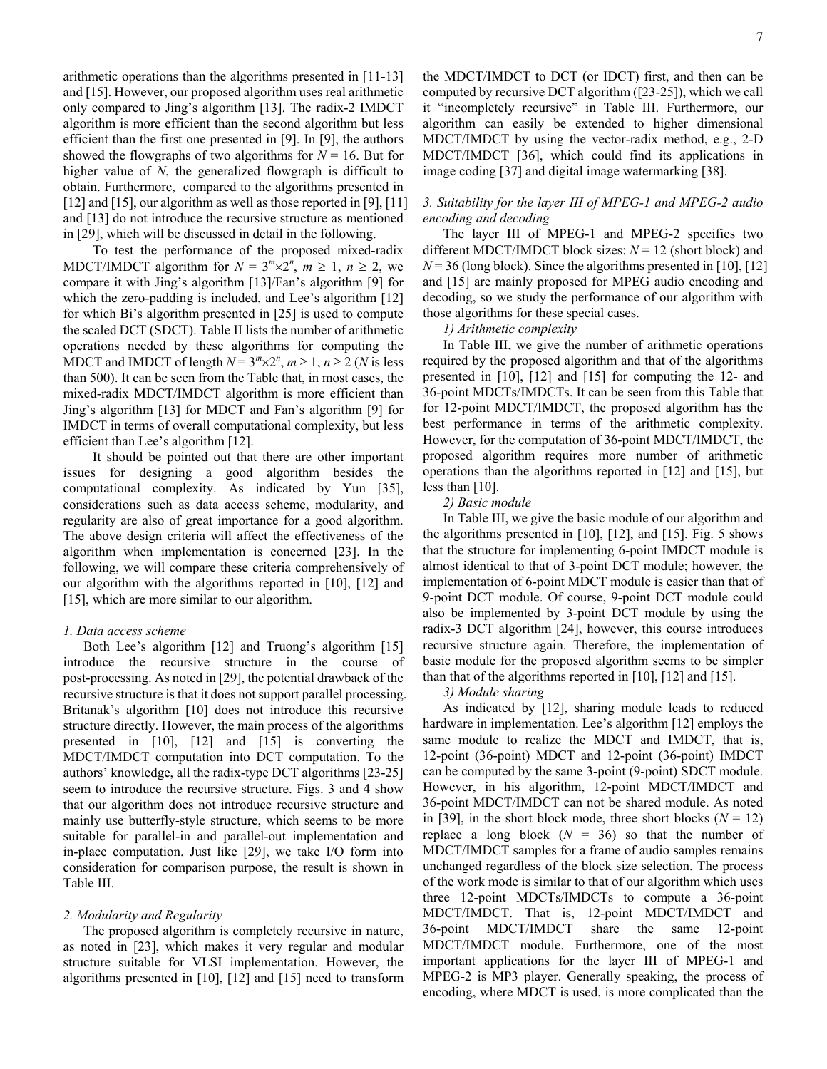arithmetic operations than the algorithms presented in [11-13] and [15]. However, our proposed algorithm uses real arithmetic only compared to Jing's algorithm [13]. The radix-2 IMDCT algorithm is more efficient than the second algorithm but less efficient than the first one presented in [9]. In [9], the authors showed the flowgraphs of two algorithms for $N = 16$. But for higher value of $N$, the generalized flowgraph is difficult to obtain. Furthermore, compared to the algorithms presented in [12] and [15], our algorithm as well as those reported in [9], [11] and [13] do not introduce the recursive structure as mentioned in [29], which will be discussed in detail in the following.

To test the performance of the proposed mixed-radix MDCT/IMDCT algorithm for $N = 3^m \times 2^n$, $m \geq 1$, $n \geq 2$, we compare it with Jing's algorithm [13]/Fan's algorithm [9] for which the zero-padding is included, and Lee's algorithm [12] for which Bi's algorithm presented in [25] is used to compute the scaled DCT (SDCT). Table II lists the number of arithmetic operations needed by these algorithms for computing the MDCT and IMDCT of length $N = 3^m \times 2^n$, $m \geq 1$, $n \geq 2$ ($N$ is less than 500). It can be seen from the Table that, in most cases, the mixed-radix MDCT/IMDCT algorithm is more efficient than Jing's algorithm [13] for MDCT and Fan's algorithm [9] for IMDCT in terms of overall computational complexity, but less efficient than Lee's algorithm [12].

It should be pointed out that there are other important issues for designing a good algorithm besides the computational complexity. As indicated by Yun [35], considerations such as data access scheme, modularity, and regularity are also of great importance for a good algorithm. The above design criteria will affect the effectiveness of the algorithm when implementation is concerned [23]. In the following, we will compare these criteria comprehensively of our algorithm with the algorithms reported in [10], [12] and [15], which are more similar to our algorithm.

*1. Data access scheme*

Both Lee's algorithm [12] and Truong's algorithm [15] introduce the recursive structure in the course of post-processing. As noted in [29], the potential drawback of the recursive structure is that it does not support parallel processing. Britanak's algorithm [10] does not introduce this recursive structure directly. However, the main process of the algorithms presented in [10], [12] and [15] is converting the MDCT/IMDCT computation into DCT computation. To the authors' knowledge, all the radix-type DCT algorithms [23-25] seem to introduce the recursive structure. Figs. 3 and 4 show that our algorithm does not introduce recursive structure and mainly use butterfly-style structure, which seems to be more suitable for parallel-in and parallel-out implementation and in-place computation. Just like [29], we take I/O form into consideration for comparison purpose, the result is shown in Table III.

*2. Modularity and Regularity*

The proposed algorithm is completely recursive in nature, as noted in [23], which makes it very regular and modular structure suitable for VLSI implementation. However, the algorithms presented in [10], [12] and [15] need to transform the MDCT/IMDCT to DCT (or IDCT) first, and then can be computed by recursive DCT algorithm ([23-25]), which we call it "incompletely recursive" in Table III. Furthermore, our algorithm can easily be extended to higher dimensional MDCT/IMDCT by using the vector-radix method, e.g., 2-D MDCT/IMDCT [36], which could find its applications in image coding [37] and digital image watermarking [38].

*3. Suitability for the layer III of MPEG-1 and MPEG-2 audio encoding and decoding*

The layer III of MPEG-1 and MPEG-2 specifies two different MDCT/IMDCT block sizes: $N = 12$ (short block) and $N = 36$ (long block). Since the algorithms presented in [10], [12] and [15] are mainly proposed for MPEG audio encoding and decoding, so we study the performance of our algorithm with those algorithms for these special cases.

*1) Arithmetic complexity*

In Table III, we give the number of arithmetic operations required by the proposed algorithm and that of the algorithms presented in [10], [12] and [15] for computing the 12- and 36-point MDCTs/IMDCTs. It can be seen from this Table that for 12-point MDCT/IMDCT, the proposed algorithm has the best performance in terms of the arithmetic complexity. However, for the computation of 36-point MDCT/IMDCT, the proposed algorithm requires more number of arithmetic operations than the algorithms reported in [12] and [15], but less than [10].

*2) Basic module*

In Table III, we give the basic module of our algorithm and the algorithms presented in [10], [12], and [15]. Fig. 5 shows that the structure for implementing 6-point IMDCT module is almost identical to that of 3-point DCT module; however, the implementation of 6-point MDCT module is easier than that of 9-point DCT module. Of course, 9-point DCT module could also be implemented by 3-point DCT module by using the radix-3 DCT algorithm [24], however, this course introduces recursive structure again. Therefore, the implementation of basic module for the proposed algorithm seems to be simpler than that of the algorithms reported in [10], [12] and [15].

*3) Module sharing*

As indicated by [12], sharing module leads to reduced hardware in implementation. Lee's algorithm [12] employs the same module to realize the MDCT and IMDCT, that is, 12-point (36-point) MDCT and 12-point (36-point) IMDCT can be computed by the same 3-point (9-point) SDCT module. However, in his algorithm, 12-point MDCT/IMDCT and 36-point MDCT/IMDCT can not be shared module. As noted in [39], in the short block mode, three short blocks ($N = 12$) replace a long block ($N = 36$) so that the number of MDCT/IMDCT samples for a frame of audio samples remains unchanged regardless of the block size selection. The process of the work mode is similar to that of our algorithm which uses three 12-point MDCTs/IMDCTs to compute a 36-point MDCT/IMDCT. That is, 12-point MDCT/IMDCT and 36-point MDCT/IMDCT share the same 12-point MDCT/IMDCT module. Furthermore, one of the most important applications for the layer III of MPEG-1 and MPEG-2 is MP3 player. Generally speaking, the process of encoding, where MDCT is used, is more complicated than the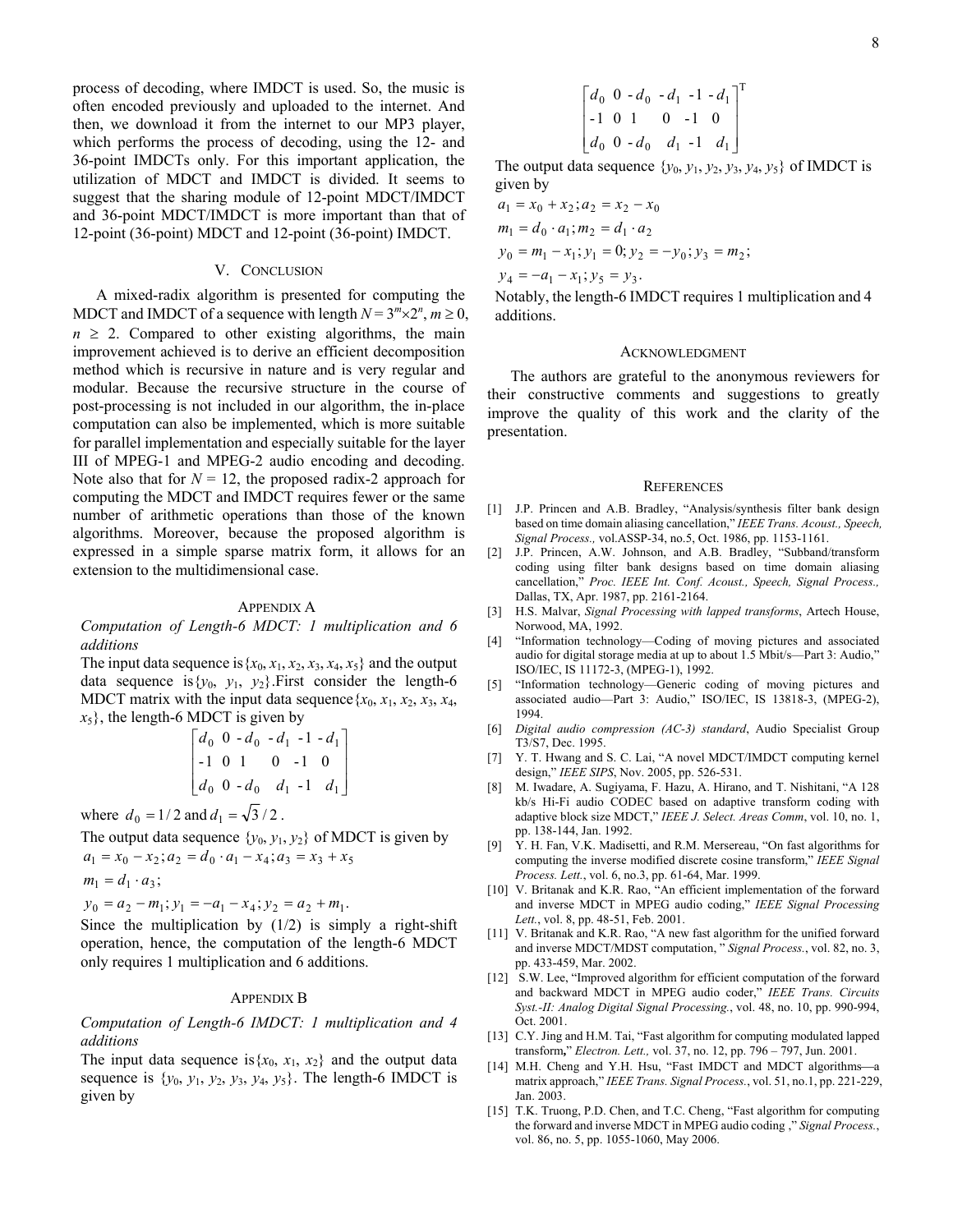process of decoding, where IMDCT is used. So, the music is often encoded previously and uploaded to the internet. And then, we download it from the internet to our MP3 player, which performs the process of decoding, using the 12- and 36-point IMDCTs only. For this important application, the utilization of MDCT and IMDCT is divided. It seems to suggest that the sharing module of 12-point MDCT/IMDCT and 36-point MDCT/IMDCT is more important than that of 12-point (36-point) MDCT and 12-point (36-point) IMDCT.

## V. Conclusion

A mixed-radix algorithm is presented for computing the MDCT and IMDCT of a sequence with length $N = 3^m \times 2^n$, $m \geq 0$, $n \geq 2$. Compared to other existing algorithms, the main improvement achieved is to derive an efficient decomposition method which is recursive in nature and is very regular and modular. Because the recursive structure in the course of post-processing is not included in our algorithm, the in-place computation can also be implemented, which is more suitable for parallel implementation and especially suitable for the layer III of MPEG-1 and MPEG-2 audio encoding and decoding. Note also that for $N = 12$, the proposed radix-2 approach for computing the MDCT and IMDCT requires fewer or the same number of arithmetic operations than those of the known algorithms. Moreover, because the proposed algorithm is expressed in a simple sparse matrix form, it allows for an extension to the multidimensional case.

## Appendix A

*Computation of Length-6 MDCT: 1 multiplication and 6 additions*

The input data sequence is $\{x_0, x_1, x_2, x_3, x_4, x_5\}$ and the output data sequence is $\{y_0, y_1, y_2\}$. First consider the length-6 MDCT matrix with the input data sequence $\{x_0, x_1, x_2, x_3, x_4, x_5\}$, the length-6 MDCT is given by

$$\begin{bmatrix} d_0 & 0 & -d_0 & -d_1 & -1 & -d_1 \\ -1 & 0 & 1 & 0 & -1 & 0 \\ d_0 & 0 & -d_0 & d_1 & -1 & d_1 \end{bmatrix}$$

where $d_0 = 1/2$ and $d_1 = \sqrt{3}/2$.

The output data sequence $\{y_0, y_1, y_2\}$ of MDCT is given by

$$a_1 = x_0 - x_2;\, a_2 = d_0 \cdot a_1 - x_4;\, a_3 = x_3 + x_5$$

$$m_1 = d_1 \cdot a_3;$$

$$y_0 = a_2 - m_1;\, y_1 = -a_1 - x_4;\, y_2 = a_2 + m_1.$$

Since the multiplication by (1/2) is simply a right-shift operation, hence, the computation of the length-6 MDCT only requires 1 multiplication and 6 additions.

## Appendix B

*Computation of Length-6 IMDCT: 1 multiplication and 4 additions*

The input data sequence is $\{x_0, x_1, x_2\}$ and the output data sequence is $\{y_0, y_1, y_2, y_3, y_4, y_5\}$. The length-6 IMDCT is given by

$$\begin{bmatrix} d_0 & 0 & -d_0 & -d_1 & -1 & -d_1 \\ -1 & 0 & 1 & 0 & -1 & 0 \\ d_0 & 0 & -d_0 & d_1 & -1 & d_1 \end{bmatrix}^T$$

The output data sequence $\{y_0, y_1, y_2, y_3, y_4, y_5\}$ of IMDCT is given by

$$a_1 = x_0 + x_2;\, a_2 = x_2 - x_0$$

$$m_1 = d_0 \cdot a_1;\, m_2 = d_1 \cdot a_2$$

$$y_0 = m_1 - x_1;\, y_1 = 0;\, y_2 = -y_0;\, y_3 = m_2;$$

$$y_4 = -a_1 - x_1;\, y_5 = y_3.$$

Notably, the length-6 IMDCT requires 1 multiplication and 4 additions.

## Acknowledgment

The authors are grateful to the anonymous reviewers for their constructive comments and suggestions to greatly improve the quality of this work and the clarity of the presentation.

## References

[1] J.P. Princen and A.B. Bradley, "Analysis/synthesis filter bank design based on time domain aliasing cancellation," *IEEE Trans. Acoust., Speech, Signal Process.,* vol.ASSP-34, no.5, Oct. 1986, pp. 1153-1161.

[2] J.P. Princen, A.W. Johnson, and A.B. Bradley, "Subband/transform coding using filter bank designs based on time domain aliasing cancellation," *Proc. IEEE Int. Conf. Acoust., Speech, Signal Process.,* Dallas, TX, Apr. 1987, pp. 2161-2164.

[3] H.S. Malvar, *Signal Processing with lapped transforms*, Artech House, Norwood, MA, 1992.

[4] "Information technology—Coding of moving pictures and associated audio for digital storage media at up to about 1.5 Mbit/s—Part 3: Audio," ISO/IEC, IS 11172-3, (MPEG-1), 1992.

[5] "Information technology—Generic coding of moving pictures and associated audio—Part 3: Audio," ISO/IEC, IS 13818-3, (MPEG-2), 1994.

[6] *Digital audio compression (AC-3) standard*, Audio Specialist Group T3/S7, Dec. 1995.

[7] Y. T. Hwang and S. C. Lai, "A novel MDCT/IMDCT computing kernel design," *IEEE SIPS*, Nov. 2005, pp. 526-531.

[8] M. Iwadare, A. Sugiyama, F. Hazu, A. Hirano, and T. Nishitani, "A 128 kb/s Hi-Fi audio CODEC based on adaptive transform coding with adaptive block size MDCT," *IEEE J. Select. Areas Comm*, vol. 10, no. 1, pp. 138-144, Jan. 1992.

[9] Y. H. Fan, V.K. Madisetti, and R.M. Mersereau, "On fast algorithms for computing the inverse modified discrete cosine transform," *IEEE Signal Process. Lett.*, vol. 6, no.3, pp. 61-64, Mar. 1999.

[10] V. Britanak and K.R. Rao, "An efficient implementation of the forward and inverse MDCT in MPEG audio coding," *IEEE Signal Processing Lett.*, vol. 8, pp. 48-51, Feb. 2001.

[11] V. Britanak and K.R. Rao, "A new fast algorithm for the unified forward and inverse MDCT/MDST computation, " *Signal Process.*, vol. 82, no. 3, pp. 433-459, Mar. 2002.

[12] S.W. Lee, "Improved algorithm for efficient computation of the forward and backward MDCT in MPEG audio coder," *IEEE Trans. Circuits Syst.-II: Analog Digital Signal Processing.*, vol. 48, no. 10, pp. 990-994, Oct. 2001.

[13] C.Y. Jing and H.M. Tai, "Fast algorithm for computing modulated lapped transform," *Electron. Lett.,* vol. 37, no. 12, pp. 796 – 797, Jun. 2001.

[14] M.H. Cheng and Y.H. Hsu, "Fast IMDCT and MDCT algorithms—a matrix approach," *IEEE Trans. Signal Process.*, vol. 51, no.1, pp. 221-229, Jan. 2003.

[15] T.K. Truong, P.D. Chen, and T.C. Cheng, "Fast algorithm for computing the forward and inverse MDCT in MPEG audio coding ," *Signal Process.*, vol. 86, no. 5, pp. 1055-1060, May 2006.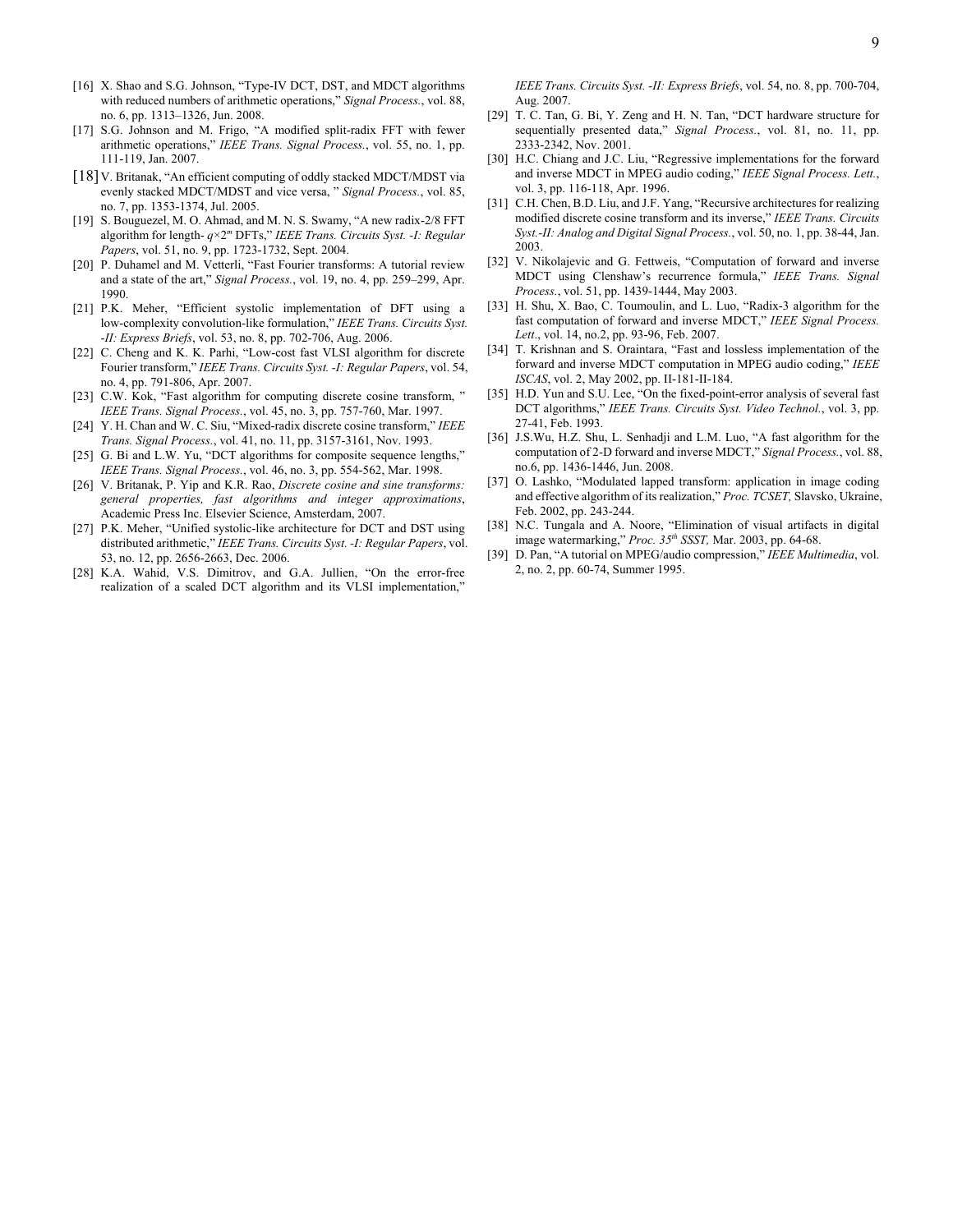[16] X. Shao and S.G. Johnson, “Type-IV DCT, DST, and MDCT algorithms with reduced numbers of arithmetic operations,” *Signal Process.*, vol. 88, no. 6, pp. 1313–1326, Jun. 2008.

[17] S.G. Johnson and M. Frigo, “A modified split-radix FFT with fewer arithmetic operations,” *IEEE Trans. Signal Process.*, vol. 55, no. 1, pp. 111-119, Jan. 2007.

[18] V. Britanak, “An efficient computing of oddly stacked MDCT/MDST via evenly stacked MDCT/MDST and vice versa, ” *Signal Process.*, vol. 85, no. 7, pp. 1353-1374, Jul. 2005.

[19] S. Bouguezel, M. O. Ahmad, and M. N. S. Swamy, “A new radix-2/8 FFT algorithm for length- $q\times 2^m$ DFTs,” *IEEE Trans. Circuits Syst. -I: Regular Papers*, vol. 51, no. 9, pp. 1723-1732, Sept. 2004.

[20] P. Duhamel and M. Vetterli, “Fast Fourier transforms: A tutorial review and a state of the art,” *Signal Process.*, vol. 19, no. 4, pp. 259–299, Apr. 1990.

[21] P.K. Meher, “Efficient systolic implementation of DFT using a low-complexity convolution-like formulation,” *IEEE Trans. Circuits Syst. -II: Express Briefs*, vol. 53, no. 8, pp. 702-706, Aug. 2006.

[22] C. Cheng and K. K. Parhi, “Low-cost fast VLSI algorithm for discrete Fourier transform,” *IEEE Trans. Circuits Syst. -I: Regular Papers*, vol. 54, no. 4, pp. 791-806, Apr. 2007.

[23] C.W. Kok, “Fast algorithm for computing discrete cosine transform, ” *IEEE Trans. Signal Process.*, vol. 45, no. 3, pp. 757-760, Mar. 1997.

[24] Y. H. Chan and W. C. Siu, “Mixed-radix discrete cosine transform,” *IEEE Trans. Signal Process.*, vol. 41, no. 11, pp. 3157-3161, Nov. 1993.

[25] G. Bi and L.W. Yu, “DCT algorithms for composite sequence lengths,” *IEEE Trans. Signal Process.*, vol. 46, no. 3, pp. 554-562, Mar. 1998.

[26] V. Britanak, P. Yip and K.R. Rao, *Discrete cosine and sine transforms: general properties, fast algorithms and integer approximations*, Academic Press Inc. Elsevier Science, Amsterdam, 2007.

[27] P.K. Meher, “Unified systolic-like architecture for DCT and DST using distributed arithmetic,” *IEEE Trans. Circuits Syst. -I: Regular Papers*, vol. 53, no. 12, pp. 2656-2663, Dec. 2006.

[28] K.A. Wahid, V.S. Dimitrov, and G.A. Jullien, “On the error-free realization of a scaled DCT algorithm and its VLSI implementation,” *IEEE Trans. Circuits Syst. -II: Express Briefs*, vol. 54, no. 8, pp. 700-704, Aug. 2007.

[29] T. C. Tan, G. Bi, Y. Zeng and H. N. Tan, “DCT hardware structure for sequentially presented data,” *Signal Process.*, vol. 81, no. 11, pp. 2333-2342, Nov. 2001.

[30] H.C. Chiang and J.C. Liu, “Regressive implementations for the forward and inverse MDCT in MPEG audio coding,” *IEEE Signal Process. Lett.*, vol. 3, pp. 116-118, Apr. 1996.

[31] C.H. Chen, B.D. Liu, and J.F. Yang, “Recursive architectures for realizing modified discrete cosine transform and its inverse,” *IEEE Trans. Circuits Syst.-II: Analog and Digital Signal Process.*, vol. 50, no. 1, pp. 38-44, Jan. 2003.

[32] V. Nikolajevic and G. Fettweis, “Computation of forward and inverse MDCT using Clenshaw’s recurrence formula,” *IEEE Trans. Signal Process.*, vol. 51, pp. 1439-1444, May 2003.

[33] H. Shu, X. Bao, C. Toumoulin, and L. Luo, “Radix-3 algorithm for the fast computation of forward and inverse MDCT,” *IEEE Signal Process. Lett*., vol. 14, no.2, pp. 93-96, Feb. 2007.

[34] T. Krishnan and S. Oraintara, “Fast and lossless implementation of the forward and inverse MDCT computation in MPEG audio coding,” *IEEE ISCAS*, vol. 2, May 2002, pp. II-181-II-184.

[35] H.D. Yun and S.U. Lee, “On the fixed-point-error analysis of several fast DCT algorithms,” *IEEE Trans. Circuits Syst. Video Technol.*, vol. 3, pp. 27-41, Feb. 1993.

[36] J.S.Wu, H.Z. Shu, L. Senhadji and L.M. Luo, “A fast algorithm for the computation of 2-D forward and inverse MDCT,” *Signal Process.*, vol. 88, no.6, pp. 1436-1446, Jun. 2008.

[37] O. Lashko, “Modulated lapped transform: application in image coding and effective algorithm of its realization,” *Proc. TCSET,* Slavsko, Ukraine, Feb. 2002, pp. 243-244.

[38] N.C. Tungala and A. Noore, “Elimination of visual artifacts in digital image watermarking,” *Proc. 35th SSST,* Mar. 2003, pp. 64-68.

[39] D. Pan, “A tutorial on MPEG/audio compression,” *IEEE Multimedia*, vol. 2, no. 2, pp. 60-74, Summer 1995.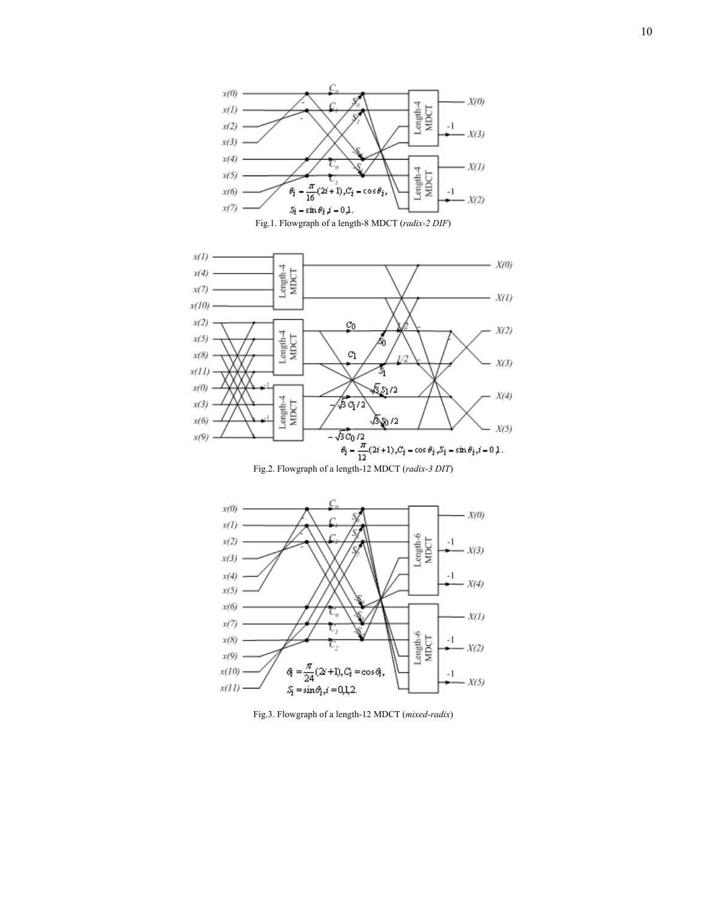Fig.1. Flowgraph of a length-8 MDCT (*radix-2 DIF*)

Fig.2. Flowgraph of a length-12 MDCT (*radix-3 DIT*)

Fig.3. Flowgraph of a length-12 MDCT (*mixed-radix*)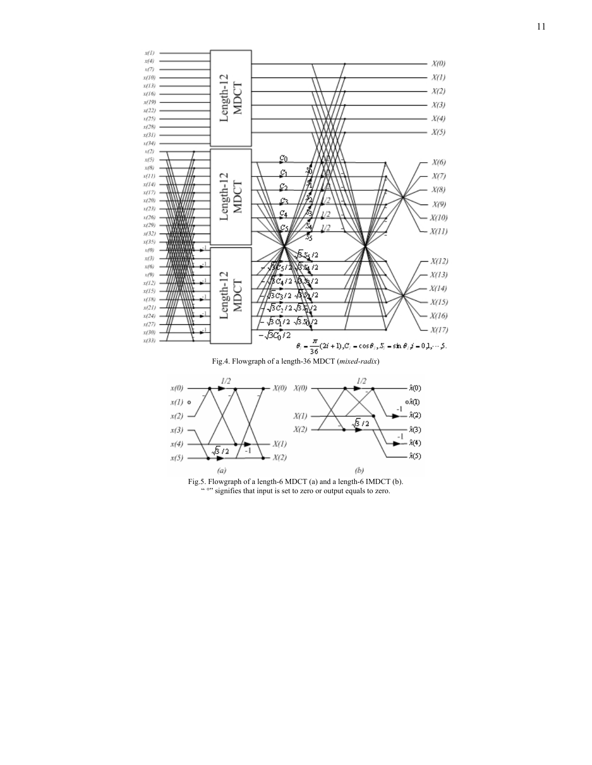$$\theta_i = \frac{\pi}{36}(2i+1), C_i = \cos\theta_i, S_i = \sin\theta_i, i = 0,1,\cdots,5.$$

Fig.4. Flowgraph of a length-36 MDCT (*mixed-radix*)

Fig.5. Flowgraph of a length-6 MDCT (a) and a length-6 IMDCT (b).
" ◦" signifies that input is set to zero or output equals to zero.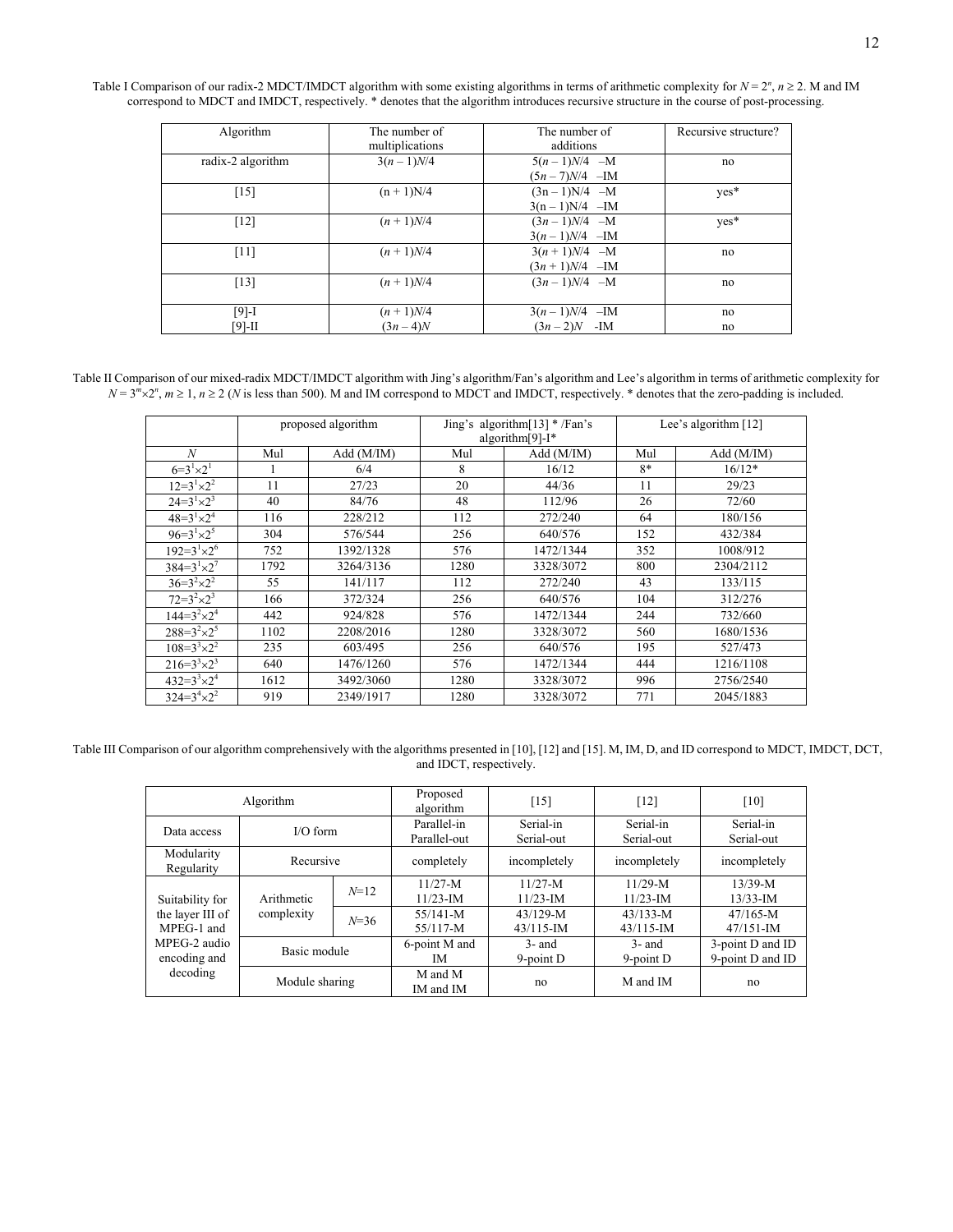Table I Comparison of our radix-2 MDCT/IMDCT algorithm with some existing algorithms in terms of arithmetic complexity for $N = 2^n$, $n \geq 2$. M and IM correspond to MDCT and IMDCT, respectively. * denotes that the algorithm introduces recursive structure in the course of post-processing.

| Algorithm | The number of multiplications | The number of additions | Recursive structure? |
|---|---|---|---|
| radix-2 algorithm | $3(n-1)N/4$ | $5(n-1)N/4$ –M<br>$(5n-7)N/4$ –IM | no |
| [15] | $(n+1)N/4$ | $(3n-1)N/4$ –M<br>$3(n-1)N/4$ –IM | yes* |
| [12] | $(n+1)N/4$ | $(3n-1)N/4$ –M<br>$3(n-1)N/4$ –IM | yes* |
| [11] | $(n+1)N/4$ | $3(n+1)N/4$ –M<br>$(3n+1)N/4$ –IM | no |
| [13] | $(n+1)N/4$ | $(3n-1)N/4$ –M | no |
| [9]-I<br>[9]-II | $(n+1)N/4$<br>$(3n-4)N$ | $3(n-1)N/4$ –IM<br>$(3n-2)N$ -IM | no<br>no |

Table II Comparison of our mixed-radix MDCT/IMDCT algorithm with Jing's algorithm/Fan's algorithm and Lee's algorithm in terms of arithmetic complexity for $N = 3^m \times 2^n$, $m \geq 1$, $n \geq 2$ ($N$ is less than 500). M and IM correspond to MDCT and IMDCT, respectively. * denotes that the zero-padding is included.

| | proposed algorithm | | Jing's algorithm[13] * /Fan's algorithm[9]-I* | | Lee's algorithm [12] | |
|---|---|---|---|---|---|---|
| $N$ | Mul | Add (M/IM) | Mul | Add (M/IM) | Mul | Add (M/IM) |
| $6=3^1\times2^1$ | 1 | 6/4 | 8 | 16/12 | 8* | 16/12* |
| $12=3^1\times2^2$ | 11 | 27/23 | 20 | 44/36 | 11 | 29/23 |
| $24=3^1\times2^3$ | 40 | 84/76 | 48 | 112/96 | 26 | 72/60 |
| $48=3^1\times2^4$ | 116 | 228/212 | 112 | 272/240 | 64 | 180/156 |
| $96=3^1\times2^5$ | 304 | 576/544 | 256 | 640/576 | 152 | 432/384 |
| $192=3^1\times2^6$ | 752 | 1392/1328 | 576 | 1472/1344 | 352 | 1008/912 |
| $384=3^1\times2^7$ | 1792 | 3264/3136 | 1280 | 3328/3072 | 800 | 2304/2112 |
| $36=3^2\times2^2$ | 55 | 141/117 | 112 | 272/240 | 43 | 133/115 |
| $72=3^2\times2^3$ | 166 | 372/324 | 256 | 640/576 | 104 | 312/276 |
| $144=3^2\times2^4$ | 442 | 924/828 | 576 | 1472/1344 | 244 | 732/660 |
| $288=3^2\times2^5$ | 1102 | 2208/2016 | 1280 | 3328/3072 | 560 | 1680/1536 |
| $108=3^3\times2^2$ | 235 | 603/495 | 256 | 640/576 | 195 | 527/473 |
| $216=3^3\times2^3$ | 640 | 1476/1260 | 576 | 1472/1344 | 444 | 1216/1108 |
| $432=3^3\times2^4$ | 1612 | 3492/3060 | 1280 | 3328/3072 | 996 | 2756/2540 |
| $324=3^4\times2^2$ | 919 | 2349/1917 | 1280 | 3328/3072 | 771 | 2045/1883 |

Table III Comparison of our algorithm comprehensively with the algorithms presented in [10], [12] and [15]. M, IM, D, and ID correspond to MDCT, IMDCT, DCT, and IDCT, respectively.

| Algorithm | | | Proposed algorithm | [15] | [12] | [10] |
|---|---|---|---|---|---|---|
| Data access | I/O form | | Parallel-in Parallel-out | Serial-in Serial-out | Serial-in Serial-out | Serial-in Serial-out |
| Modularity Regularity | Recursive | | completely | incompletely | incompletely | incompletely |
| Suitability for the layer III of MPEG-1 and MPEG-2 audio encoding and decoding | Arithmetic complexity | $N$=12 | 11/27-M<br>11/23-IM | 11/27-M<br>11/23-IM | 11/29-M<br>11/23-IM | 13/39-M<br>13/33-IM |
| | | $N$=36 | 55/141-M<br>55/117-M | 43/129-M<br>43/115-IM | 43/133-M<br>43/115-IM | 47/165-M<br>47/151-IM |
| | Basic module | | 6-point M and IM | 3- and 9-point D | 3- and 9-point D | 3-point D and ID<br>9-point D and ID |
| | Module sharing | | M and M<br>IM and IM | no | M and IM | no |